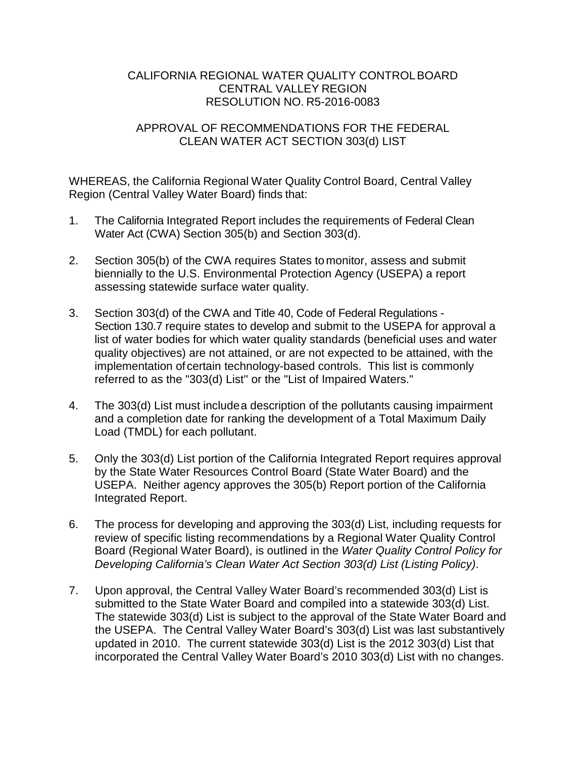# CALIFORNIA REGIONAL WATER QUALITY CONTROL BOARD
## CENTRAL VALLEY REGION
## RESOLUTION NO. R5-2016-0083

## APPROVAL OF RECOMMENDATIONS FOR THE FEDERAL CLEAN WATER ACT SECTION 303(d) LIST

WHEREAS, the California Regional Water Quality Control Board, Central Valley Region (Central Valley Water Board) finds that:

1. The California Integrated Report includes the requirements of Federal Clean Water Act (CWA) Section 305(b) and Section 303(d).

2. Section 305(b) of the CWA requires States to monitor, assess and submit biennially to the U.S. Environmental Protection Agency (USEPA) a report assessing statewide surface water quality.

3. Section 303(d) of the CWA and Title 40, Code of Federal Regulations - Section 130.7 require states to develop and submit to the USEPA for approval a list of water bodies for which water quality standards (beneficial uses and water quality objectives) are not attained, or are not expected to be attained, with the implementation of certain technology-based controls. This list is commonly referred to as the "303(d) List" or the "List of Impaired Waters."

4. The 303(d) List must include a description of the pollutants causing impairment and a completion date for ranking the development of a Total Maximum Daily Load (TMDL) for each pollutant.

5. Only the 303(d) List portion of the California Integrated Report requires approval by the State Water Resources Control Board (State Water Board) and the USEPA. Neither agency approves the 305(b) Report portion of the California Integrated Report.

6. The process for developing and approving the 303(d) List, including requests for review of specific listing recommendations by a Regional Water Quality Control Board (Regional Water Board), is outlined in the *Water Quality Control Policy for Developing California's Clean Water Act Section 303(d) List (Listing Policy)*.

7. Upon approval, the Central Valley Water Board's recommended 303(d) List is submitted to the State Water Board and compiled into a statewide 303(d) List. The statewide 303(d) List is subject to the approval of the State Water Board and the USEPA. The Central Valley Water Board's 303(d) List was last substantively updated in 2010. The current statewide 303(d) List is the 2012 303(d) List that incorporated the Central Valley Water Board's 2010 303(d) List with no changes.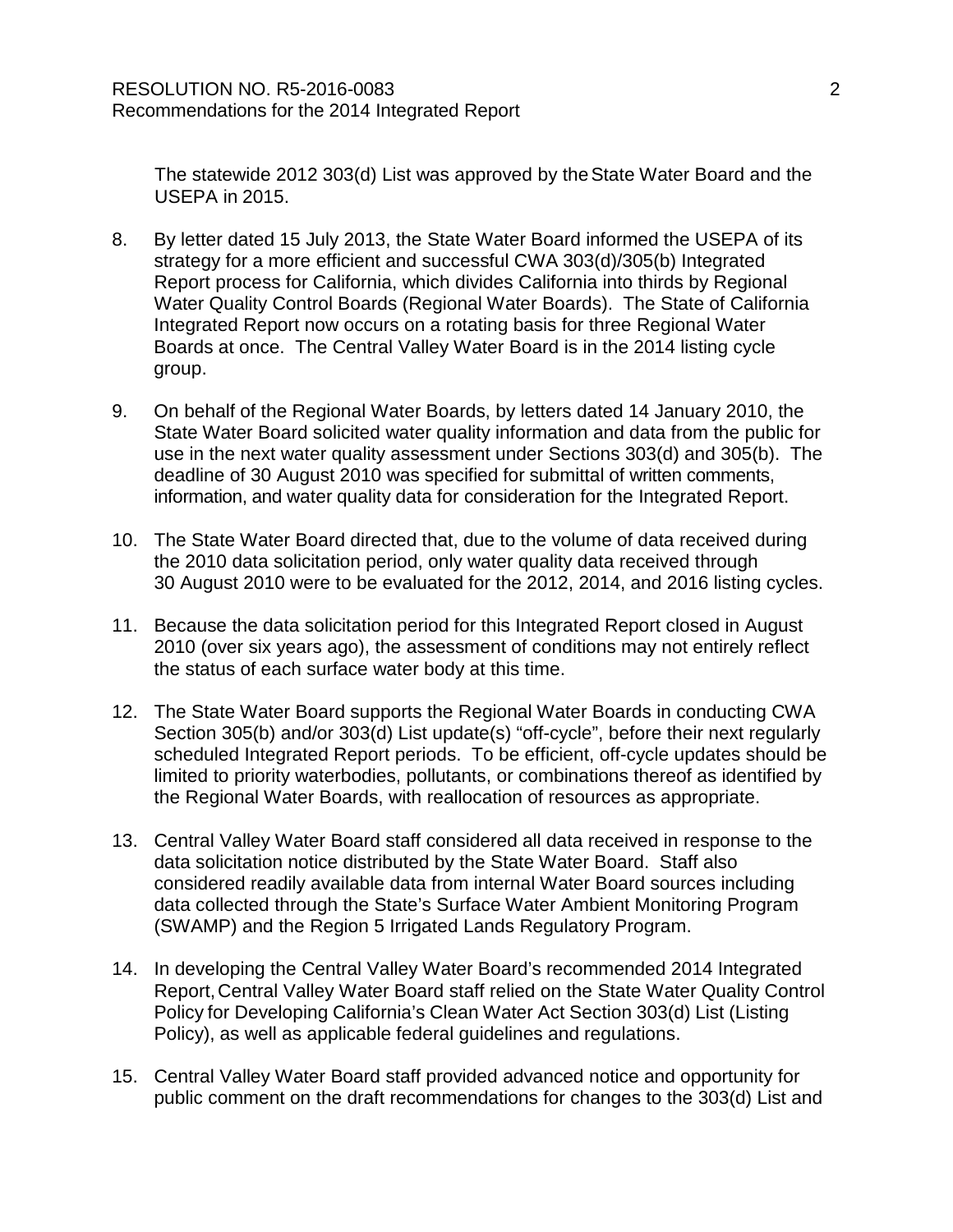The statewide 2012 303(d) List was approved by the State Water Board and the USEPA in 2015.

8. By letter dated 15 July 2013, the State Water Board informed the USEPA of its strategy for a more efficient and successful CWA 303(d)/305(b) Integrated Report process for California, which divides California into thirds by Regional Water Quality Control Boards (Regional Water Boards). The State of California Integrated Report now occurs on a rotating basis for three Regional Water Boards at once. The Central Valley Water Board is in the 2014 listing cycle group.

9. On behalf of the Regional Water Boards, by letters dated 14 January 2010, the State Water Board solicited water quality information and data from the public for use in the next water quality assessment under Sections 303(d) and 305(b). The deadline of 30 August 2010 was specified for submittal of written comments, information, and water quality data for consideration for the Integrated Report.

10. The State Water Board directed that, due to the volume of data received during the 2010 data solicitation period, only water quality data received through 30 August 2010 were to be evaluated for the 2012, 2014, and 2016 listing cycles.

11. Because the data solicitation period for this Integrated Report closed in August 2010 (over six years ago), the assessment of conditions may not entirely reflect the status of each surface water body at this time.

12. The State Water Board supports the Regional Water Boards in conducting CWA Section 305(b) and/or 303(d) List update(s) "off-cycle", before their next regularly scheduled Integrated Report periods. To be efficient, off-cycle updates should be limited to priority waterbodies, pollutants, or combinations thereof as identified by the Regional Water Boards, with reallocation of resources as appropriate.

13. Central Valley Water Board staff considered all data received in response to the data solicitation notice distributed by the State Water Board. Staff also considered readily available data from internal Water Board sources including data collected through the State's Surface Water Ambient Monitoring Program (SWAMP) and the Region 5 Irrigated Lands Regulatory Program.

14. In developing the Central Valley Water Board's recommended 2014 Integrated Report, Central Valley Water Board staff relied on the State Water Quality Control Policy for Developing California's Clean Water Act Section 303(d) List (Listing Policy), as well as applicable federal guidelines and regulations.

15. Central Valley Water Board staff provided advanced notice and opportunity for public comment on the draft recommendations for changes to the 303(d) List and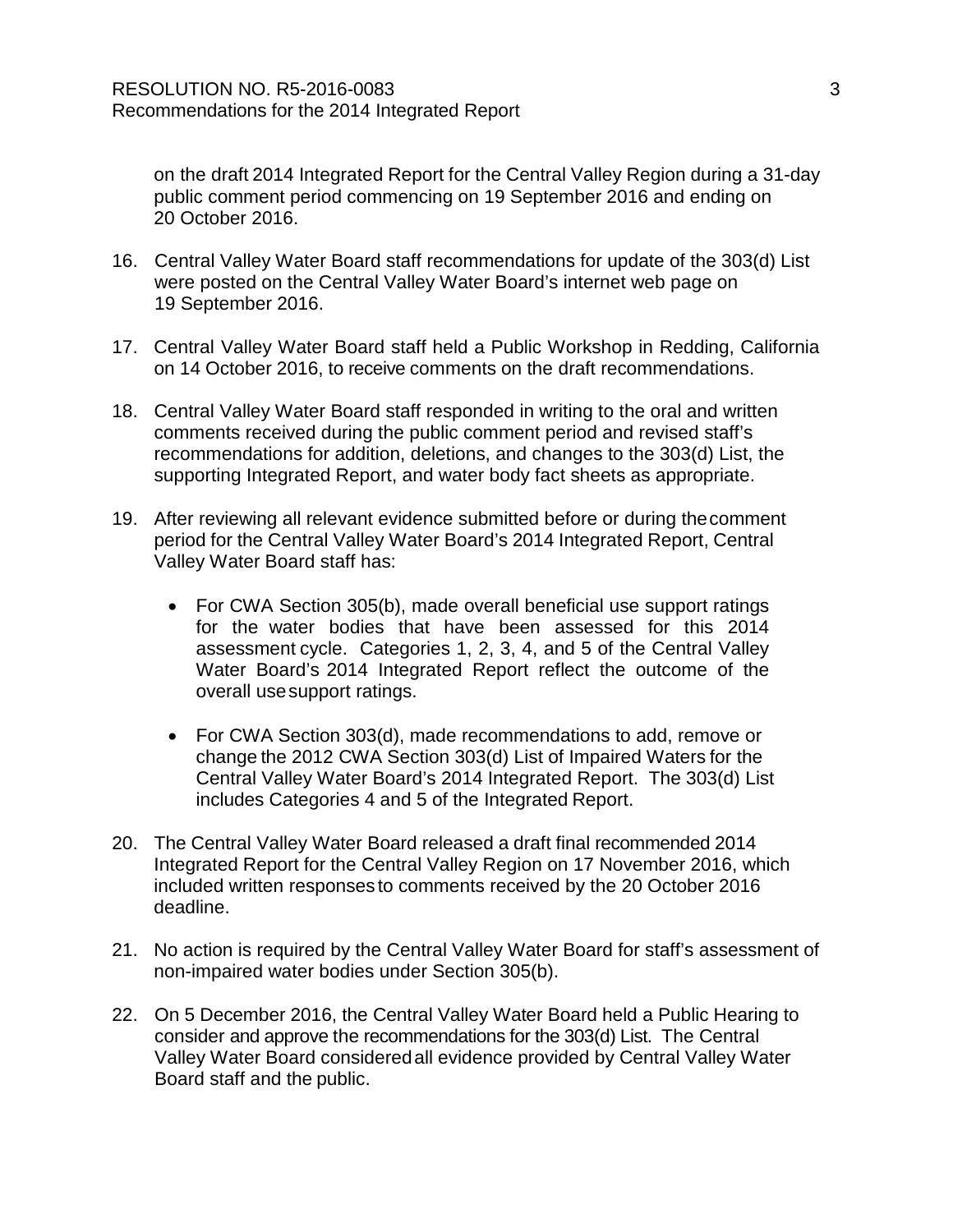on the draft 2014 Integrated Report for the Central Valley Region during a 31-day public comment period commencing on 19 September 2016 and ending on 20 October 2016.

16. Central Valley Water Board staff recommendations for update of the 303(d) List were posted on the Central Valley Water Board's internet web page on 19 September 2016.

17. Central Valley Water Board staff held a Public Workshop in Redding, California on 14 October 2016, to receive comments on the draft recommendations.

18. Central Valley Water Board staff responded in writing to the oral and written comments received during the public comment period and revised staff's recommendations for addition, deletions, and changes to the 303(d) List, the supporting Integrated Report, and water body fact sheets as appropriate.

19. After reviewing all relevant evidence submitted before or during the comment period for the Central Valley Water Board's 2014 Integrated Report, Central Valley Water Board staff has:

    - For CWA Section 305(b), made overall beneficial use support ratings for the water bodies that have been assessed for this 2014 assessment cycle. Categories 1, 2, 3, 4, and 5 of the Central Valley Water Board's 2014 Integrated Report reflect the outcome of the overall use support ratings.

    - For CWA Section 303(d), made recommendations to add, remove or change the 2012 CWA Section 303(d) List of Impaired Waters for the Central Valley Water Board's 2014 Integrated Report. The 303(d) List includes Categories 4 and 5 of the Integrated Report.

20. The Central Valley Water Board released a draft final recommended 2014 Integrated Report for the Central Valley Region on 17 November 2016, which included written responses to comments received by the 20 October 2016 deadline.

21. No action is required by the Central Valley Water Board for staff's assessment of non-impaired water bodies under Section 305(b).

22. On 5 December 2016, the Central Valley Water Board held a Public Hearing to consider and approve the recommendations for the 303(d) List. The Central Valley Water Board considered all evidence provided by Central Valley Water Board staff and the public.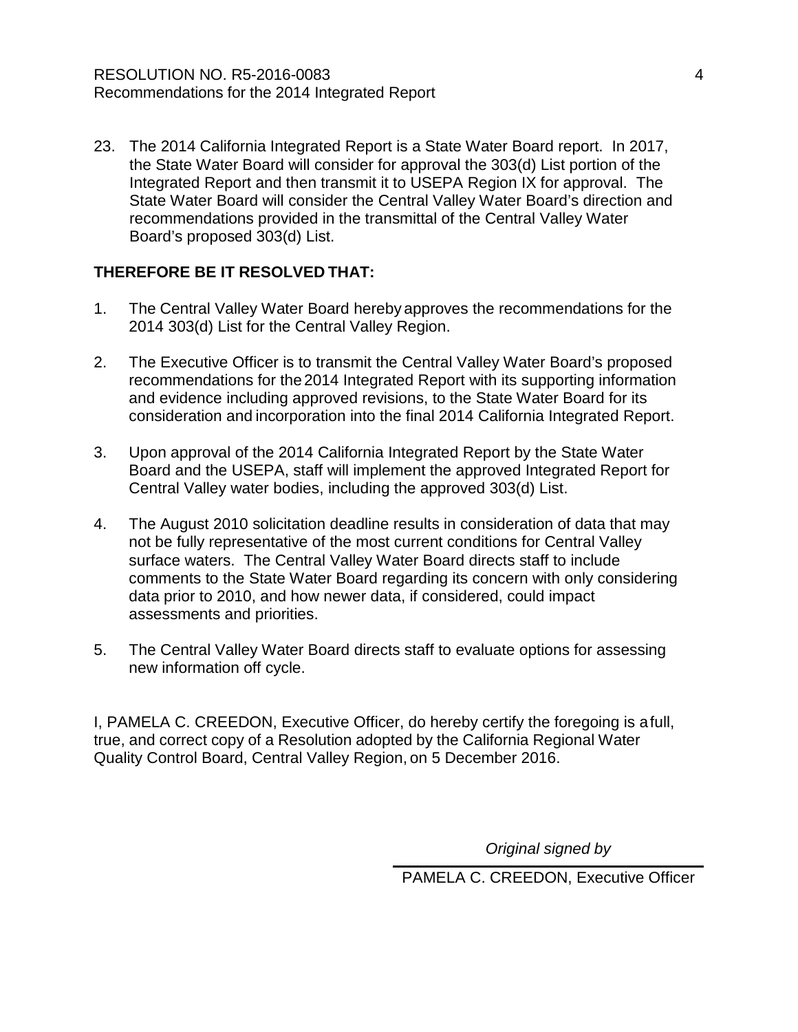23. The 2014 California Integrated Report is a State Water Board report. In 2017, the State Water Board will consider for approval the 303(d) List portion of the Integrated Report and then transmit it to USEPA Region IX for approval. The State Water Board will consider the Central Valley Water Board's direction and recommendations provided in the transmittal of the Central Valley Water Board's proposed 303(d) List.

**THEREFORE BE IT RESOLVED THAT:**

1. The Central Valley Water Board hereby approves the recommendations for the 2014 303(d) List for the Central Valley Region.

2. The Executive Officer is to transmit the Central Valley Water Board's proposed recommendations for the 2014 Integrated Report with its supporting information and evidence including approved revisions, to the State Water Board for its consideration and incorporation into the final 2014 California Integrated Report.

3. Upon approval of the 2014 California Integrated Report by the State Water Board and the USEPA, staff will implement the approved Integrated Report for Central Valley water bodies, including the approved 303(d) List.

4. The August 2010 solicitation deadline results in consideration of data that may not be fully representative of the most current conditions for Central Valley surface waters. The Central Valley Water Board directs staff to include comments to the State Water Board regarding its concern with only considering data prior to 2010, and how newer data, if considered, could impact assessments and priorities.

5. The Central Valley Water Board directs staff to evaluate options for assessing new information off cycle.

I, PAMELA C. CREEDON, Executive Officer, do hereby certify the foregoing is a full, true, and correct copy of a Resolution adopted by the California Regional Water Quality Control Board, Central Valley Region, on 5 December 2016.

*Original signed by*

PAMELA C. CREEDON, Executive Officer